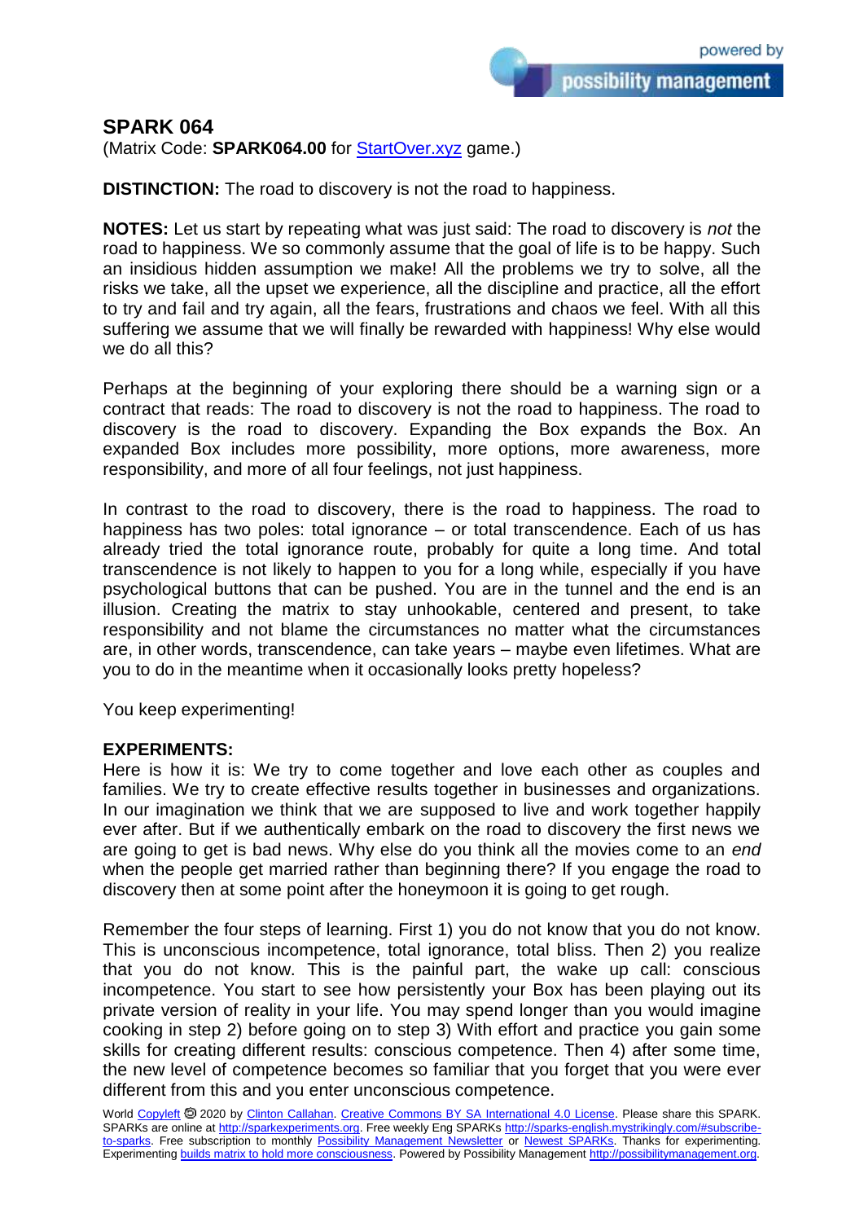# SPARK 064

(Matrix Code: **SPARK064.00** for [StartOver.xyz](StartOver.xyz) game.)

**DISTINCTION:** The road to discovery is not the road to happiness.

**NOTES:** Let us start by repeating what was just said: The road to discovery is *not* the road to happiness. We so commonly assume that the goal of life is to be happy. Such an insidious hidden assumption we make! All the problems we try to solve, all the risks we take, all the upset we experience, all the discipline and practice, all the effort to try and fail and try again, all the fears, frustrations and chaos we feel. With all this suffering we assume that we will finally be rewarded with happiness! Why else would we do all this?

Perhaps at the beginning of your exploring there should be a warning sign or a contract that reads: The road to discovery is not the road to happiness. The road to discovery is the road to discovery. Expanding the Box expands the Box. An expanded Box includes more possibility, more options, more awareness, more responsibility, and more of all four feelings, not just happiness.

In contrast to the road to discovery, there is the road to happiness. The road to happiness has two poles: total ignorance – or total transcendence. Each of us has already tried the total ignorance route, probably for quite a long time. And total transcendence is not likely to happen to you for a long while, especially if you have psychological buttons that can be pushed. You are in the tunnel and the end is an illusion. Creating the matrix to stay unhookable, centered and present, to take responsibility and not blame the circumstances no matter what the circumstances are, in other words, transcendence, can take years – maybe even lifetimes. What are you to do in the meantime when it occasionally looks pretty hopeless?

You keep experimenting!

**EXPERIMENTS:**

Here is how it is: We try to come together and love each other as couples and families. We try to create effective results together in businesses and organizations. In our imagination we think that we are supposed to live and work together happily ever after. But if we authentically embark on the road to discovery the first news we are going to get is bad news. Why else do you think all the movies come to an *end* when the people get married rather than beginning there? If you engage the road to discovery then at some point after the honeymoon it is going to get rough.

Remember the four steps of learning. First 1) you do not know that you do not know. This is unconscious incompetence, total ignorance, total bliss. Then 2) you realize that you do not know. This is the painful part, the wake up call: conscious incompetence. You start to see how persistently your Box has been playing out its private version of reality in your life. You may spend longer than you would imagine cooking in step 2) before going on to step 3) With effort and practice you gain some skills for creating different results: conscious competence. Then 4) after some time, the new level of competence becomes so familiar that you forget that you were ever different from this and you enter unconscious competence.

World [Copyleft](Copyleft) 🄯 2020 by [Clinton Callahan](Clinton Callahan). [Creative Commons BY SA International 4.0 License](Creative Commons BY SA International 4.0 License). Please share this SPARK. SPARKs are online at <http://sparkexperiments.org>. Free weekly Eng SPARKs <http://sparks-english.mystrikingly.com/#subscribe-to-sparks>. Free subscription to monthly [Possibility Management Newsletter](Possibility Management Newsletter) or [Newest SPARKs](Newest SPARKs). Thanks for experimenting. Experimenting [builds matrix to hold more consciousness](builds matrix to hold more consciousness). Powered by Possibility Management <http://possibilitymanagement.org>.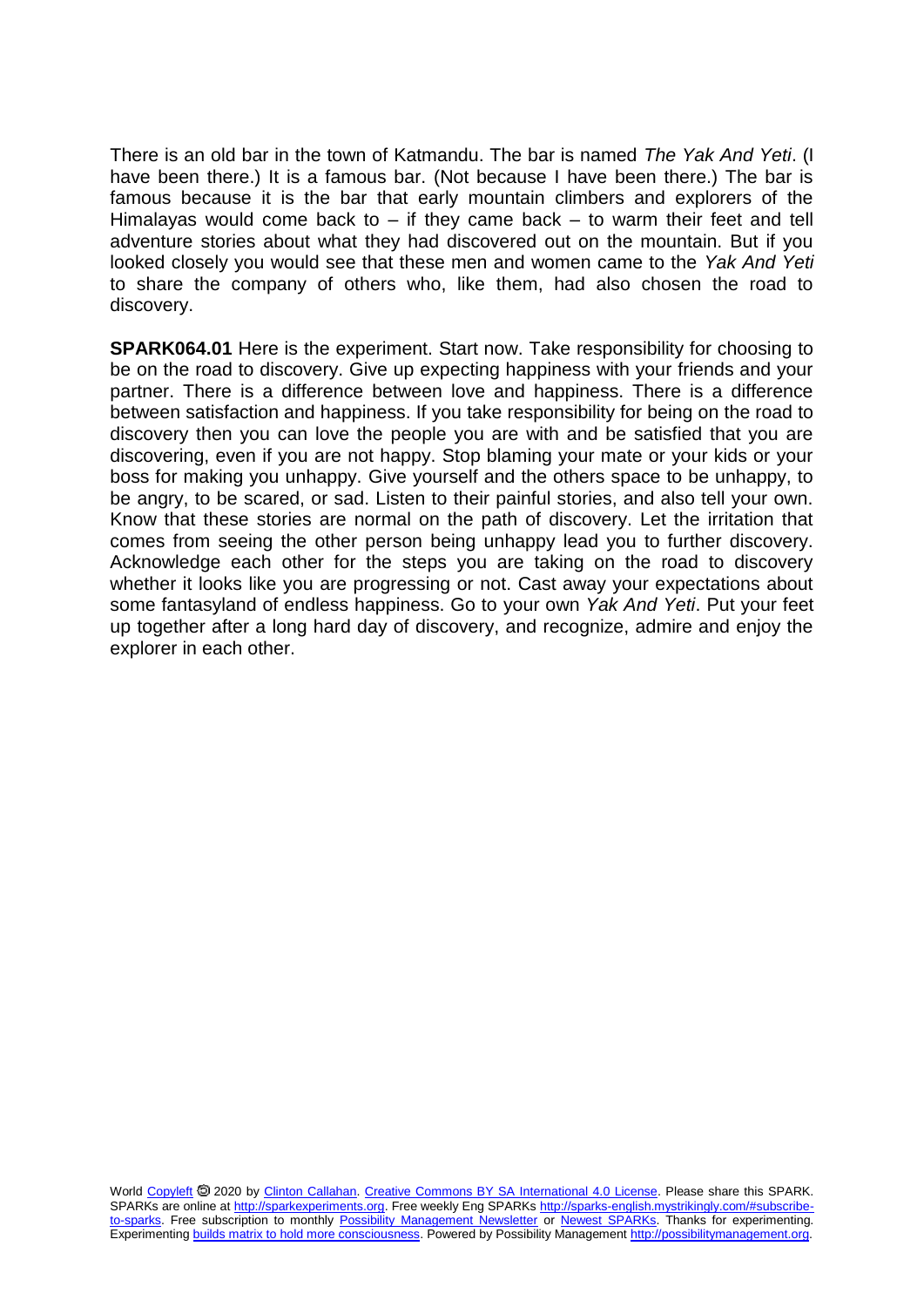There is an old bar in the town of Katmandu. The bar is named *The Yak And Yeti*. (I have been there.) It is a famous bar. (Not because I have been there.) The bar is famous because it is the bar that early mountain climbers and explorers of the Himalayas would come back to – if they came back – to warm their feet and tell adventure stories about what they had discovered out on the mountain. But if you looked closely you would see that these men and women came to the *Yak And Yeti* to share the company of others who, like them, had also chosen the road to discovery.

**SPARK064.01** Here is the experiment. Start now. Take responsibility for choosing to be on the road to discovery. Give up expecting happiness with your friends and your partner. There is a difference between love and happiness. There is a difference between satisfaction and happiness. If you take responsibility for being on the road to discovery then you can love the people you are with and be satisfied that you are discovering, even if you are not happy. Stop blaming your mate or your kids or your boss for making you unhappy. Give yourself and the others space to be unhappy, to be angry, to be scared, or sad. Listen to their painful stories, and also tell your own. Know that these stories are normal on the path of discovery. Let the irritation that comes from seeing the other person being unhappy lead you to further discovery. Acknowledge each other for the steps you are taking on the road to discovery whether it looks like you are progressing or not. Cast away your expectations about some fantasyland of endless happiness. Go to your own *Yak And Yeti*. Put your feet up together after a long hard day of discovery, and recognize, admire and enjoy the explorer in each other.